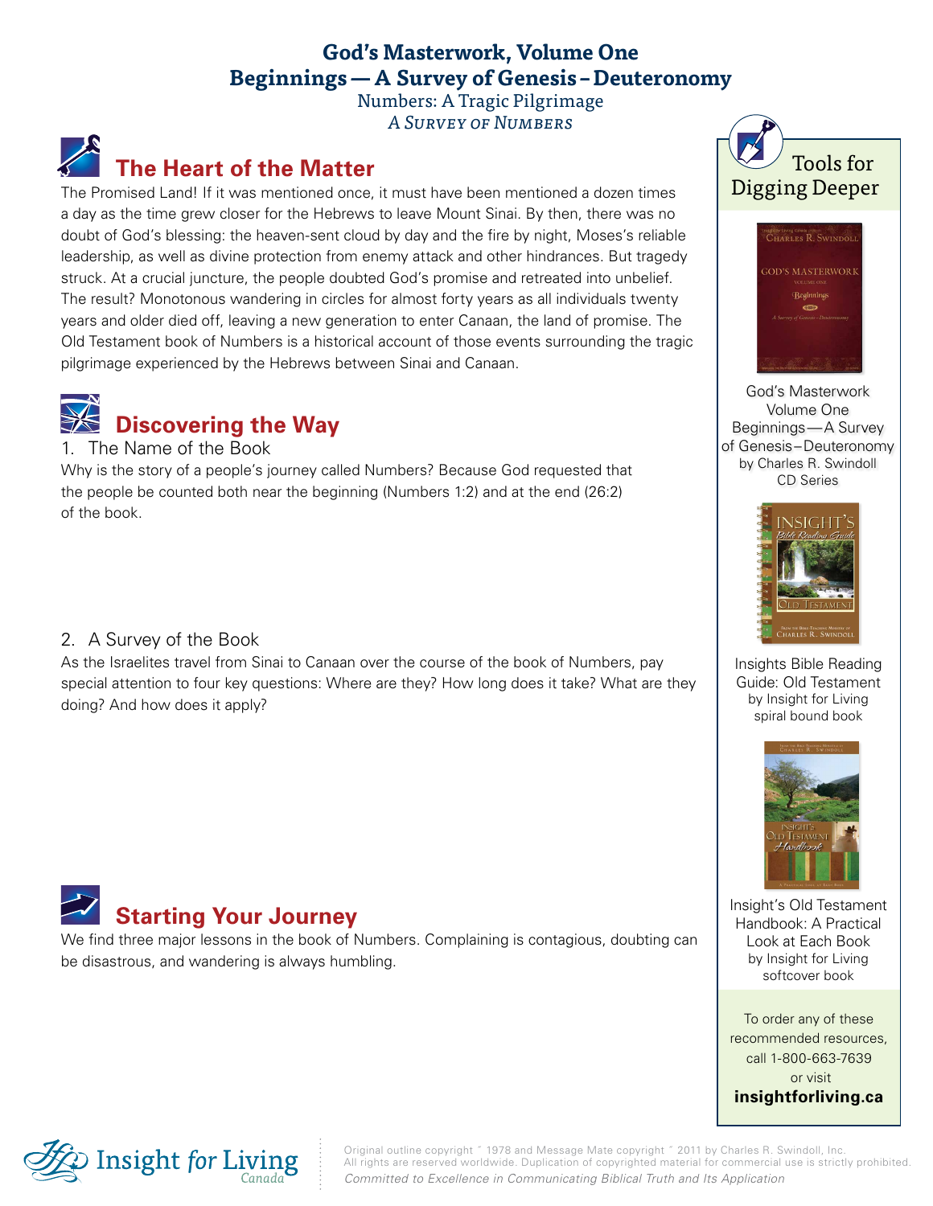# God's Masterwork, Volume One
# Beginnings — A Survey of Genesis – Deuteronomy

Numbers: A Tragic Pilgrimage

*A Survey of Numbers*

## The Heart of the Matter

The Promised Land! If it was mentioned once, it must have been mentioned a dozen times a day as the time grew closer for the Hebrews to leave Mount Sinai. By then, there was no doubt of God's blessing: the heaven-sent cloud by day and the fire by night, Moses's reliable leadership, as well as divine protection from enemy attack and other hindrances. But tragedy struck. At a crucial juncture, the people doubted God's promise and retreated into unbelief. The result? Monotonous wandering in circles for almost forty years as all individuals twenty years and older died off, leaving a new generation to enter Canaan, the land of promise. The Old Testament book of Numbers is a historical account of those events surrounding the tragic pilgrimage experienced by the Hebrews between Sinai and Canaan.

## Discovering the Way

1. The Name of the Book

Why is the story of a people's journey called Numbers? Because God requested that the people be counted both near the beginning (Numbers 1:2) and at the end (26:2) of the book.

2. A Survey of the Book

As the Israelites travel from Sinai to Canaan over the course of the book of Numbers, pay special attention to four key questions: Where are they? How long does it take? What are they doing? And how does it apply?

## Starting Your Journey

We find three major lessons in the book of Numbers. Complaining is contagious, doubting can be disastrous, and wandering is always humbling.

---

### Tools for Digging Deeper

God's Masterwork Volume One Beginnings — A Survey of Genesis – Deuteronomy
by Charles R. Swindoll
CD Series

Insights Bible Reading Guide: Old Testament
by Insight for Living
spiral bound book

Insight's Old Testament Handbook: A Practical Look at Each Book
by Insight for Living
softcover book

To order any of these recommended resources, call 1-800-663-7639 or visit **insightforliving.ca**

---

Insight for Living Canada

Original outline copyright © 1978 and Message Mate copyright © 2011 by Charles R. Swindoll, Inc. All rights are reserved worldwide. Duplication of copyrighted material for commercial use is strictly prohibited.

*Committed to Excellence in Communicating Biblical Truth and Its Application*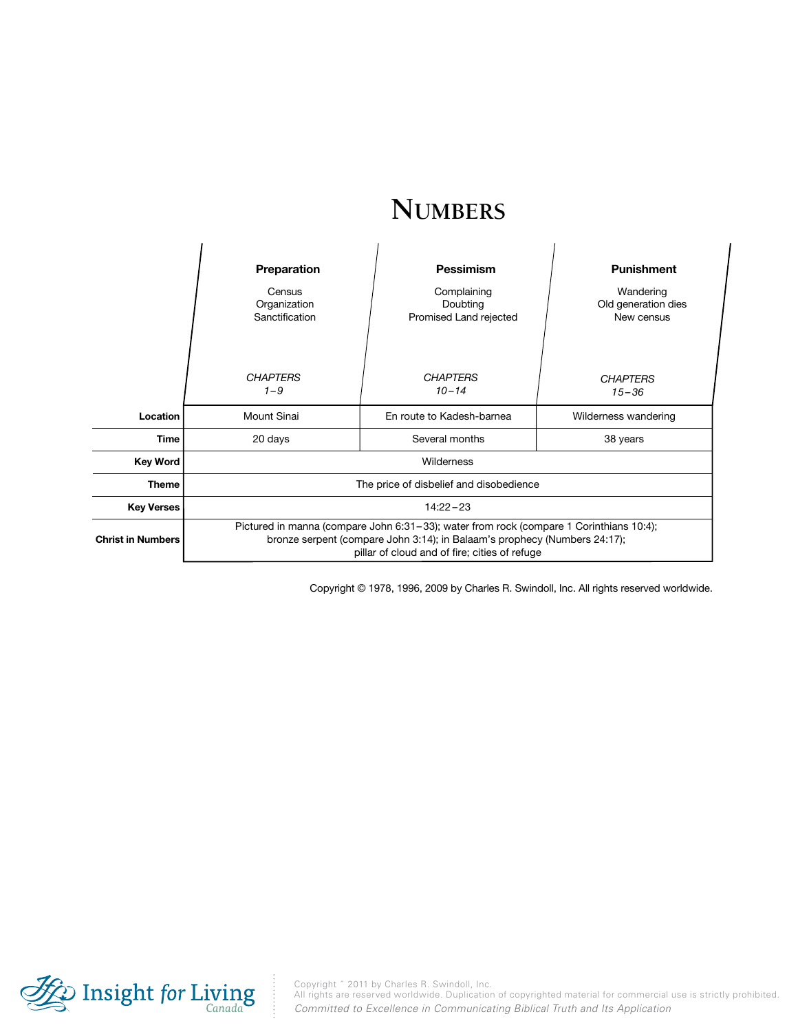# Numbers

| | Preparation | Pessimism | Punishment |
|---|---|---|---|
| | Census<br>Organization<br>Sanctification | Complaining<br>Doubting<br>Promised Land rejected | Wandering<br>Old generation dies<br>New census |
| | *CHAPTERS 1–9* | *CHAPTERS 10–14* | *CHAPTERS 15–36* |
| **Location** | Mount Sinai | En route to Kadesh-barnea | Wilderness wandering |
| **Time** | 20 days | Several months | 38 years |
| **Key Word** | Wilderness | | |
| **Theme** | The price of disbelief and disobedience | | |
| **Key Verses** | 14:22–23 | | |
| **Christ in Numbers** | Pictured in manna (compare John 6:31–33); water from rock (compare 1 Corinthians 10:4); bronze serpent (compare John 3:14); in Balaam's prophecy (Numbers 24:17); pillar of cloud and of fire; cities of refuge | | |

Copyright © 1978, 1996, 2009 by Charles R. Swindoll, Inc. All rights reserved worldwide.

Insight for Living Canada

Copyright © 2011 by Charles R. Swindoll, Inc.
All rights are reserved worldwide. Duplication of copyrighted material for commercial use is strictly prohibited.
*Committed to Excellence in Communicating Biblical Truth and Its Application*